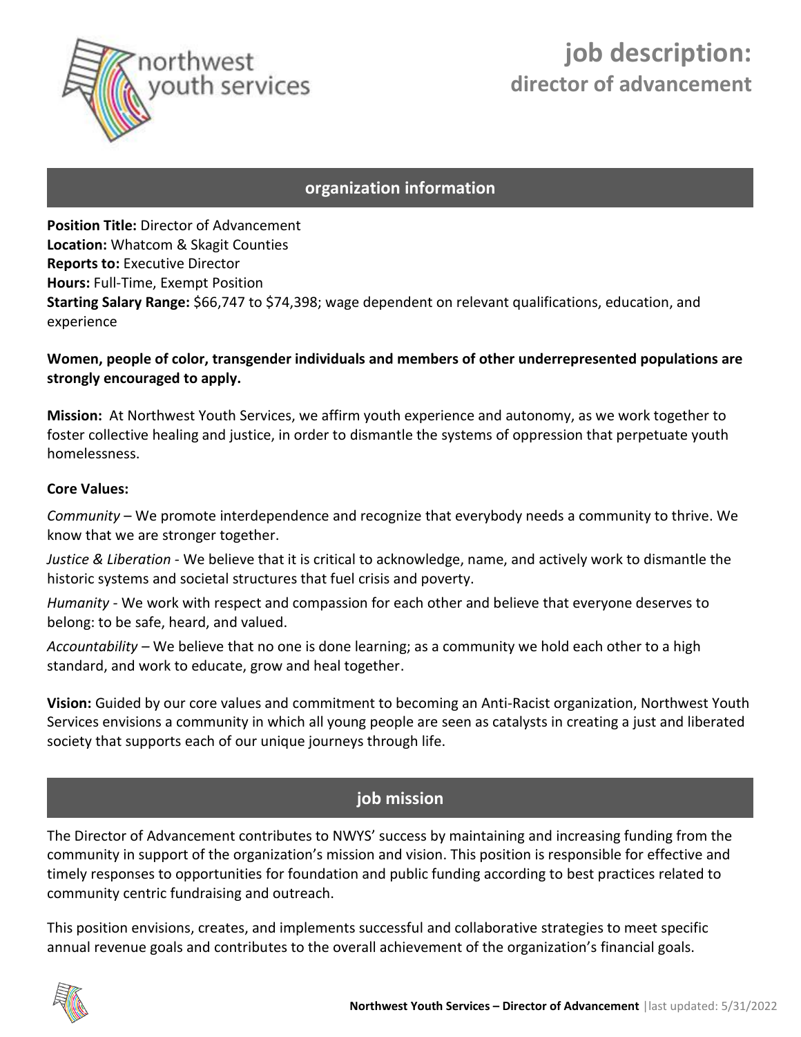# job description: director of advancement

## organization information

**Position Title:** Director of Advancement
**Location:** Whatcom & Skagit Counties
**Reports to:** Executive Director
**Hours:** Full-Time, Exempt Position
**Starting Salary Range:** $66,747 to $74,398; wage dependent on relevant qualifications, education, and experience

**Women, people of color, transgender individuals and members of other underrepresented populations are strongly encouraged to apply.**

**Mission:** At Northwest Youth Services, we affirm youth experience and autonomy, as we work together to foster collective healing and justice, in order to dismantle the systems of oppression that perpetuate youth homelessness.

**Core Values:**

*Community* – We promote interdependence and recognize that everybody needs a community to thrive. We know that we are stronger together.

*Justice & Liberation* - We believe that it is critical to acknowledge, name, and actively work to dismantle the historic systems and societal structures that fuel crisis and poverty.

*Humanity* - We work with respect and compassion for each other and believe that everyone deserves to belong: to be safe, heard, and valued.

*Accountability* – We believe that no one is done learning; as a community we hold each other to a high standard, and work to educate, grow and heal together.

**Vision:** Guided by our core values and commitment to becoming an Anti-Racist organization, Northwest Youth Services envisions a community in which all young people are seen as catalysts in creating a just and liberated society that supports each of our unique journeys through life.

## job mission

The Director of Advancement contributes to NWYS' success by maintaining and increasing funding from the community in support of the organization's mission and vision. This position is responsible for effective and timely responses to opportunities for foundation and public funding according to best practices related to community centric fundraising and outreach.

This position envisions, creates, and implements successful and collaborative strategies to meet specific annual revenue goals and contributes to the overall achievement of the organization's financial goals.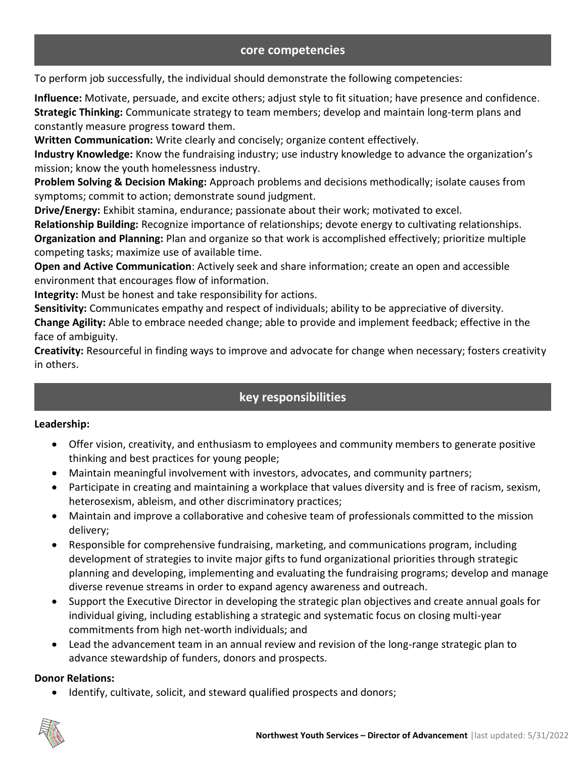## core competencies

To perform job successfully, the individual should demonstrate the following competencies:

**Influence:** Motivate, persuade, and excite others; adjust style to fit situation; have presence and confidence.
**Strategic Thinking:** Communicate strategy to team members; develop and maintain long-term plans and constantly measure progress toward them.
**Written Communication:** Write clearly and concisely; organize content effectively.
**Industry Knowledge:** Know the fundraising industry; use industry knowledge to advance the organization's mission; know the youth homelessness industry.
**Problem Solving & Decision Making:** Approach problems and decisions methodically; isolate causes from symptoms; commit to action; demonstrate sound judgment.
**Drive/Energy:** Exhibit stamina, endurance; passionate about their work; motivated to excel.
**Relationship Building:** Recognize importance of relationships; devote energy to cultivating relationships.
**Organization and Planning:** Plan and organize so that work is accomplished effectively; prioritize multiple competing tasks; maximize use of available time.
**Open and Active Communication**: Actively seek and share information; create an open and accessible environment that encourages flow of information.
**Integrity:** Must be honest and take responsibility for actions.
**Sensitivity:** Communicates empathy and respect of individuals; ability to be appreciative of diversity.
**Change Agility:** Able to embrace needed change; able to provide and implement feedback; effective in the face of ambiguity.
**Creativity:** Resourceful in finding ways to improve and advocate for change when necessary; fosters creativity in others.

## key responsibilities

**Leadership:**

- Offer vision, creativity, and enthusiasm to employees and community members to generate positive thinking and best practices for young people;
- Maintain meaningful involvement with investors, advocates, and community partners;
- Participate in creating and maintaining a workplace that values diversity and is free of racism, sexism, heterosexism, ableism, and other discriminatory practices;
- Maintain and improve a collaborative and cohesive team of professionals committed to the mission delivery;
- Responsible for comprehensive fundraising, marketing, and communications program, including development of strategies to invite major gifts to fund organizational priorities through strategic planning and developing, implementing and evaluating the fundraising programs; develop and manage diverse revenue streams in order to expand agency awareness and outreach.
- Support the Executive Director in developing the strategic plan objectives and create annual goals for individual giving, including establishing a strategic and systematic focus on closing multi-year commitments from high net-worth individuals; and
- Lead the advancement team in an annual review and revision of the long-range strategic plan to advance stewardship of funders, donors and prospects.

**Donor Relations:**

- Identify, cultivate, solicit, and steward qualified prospects and donors;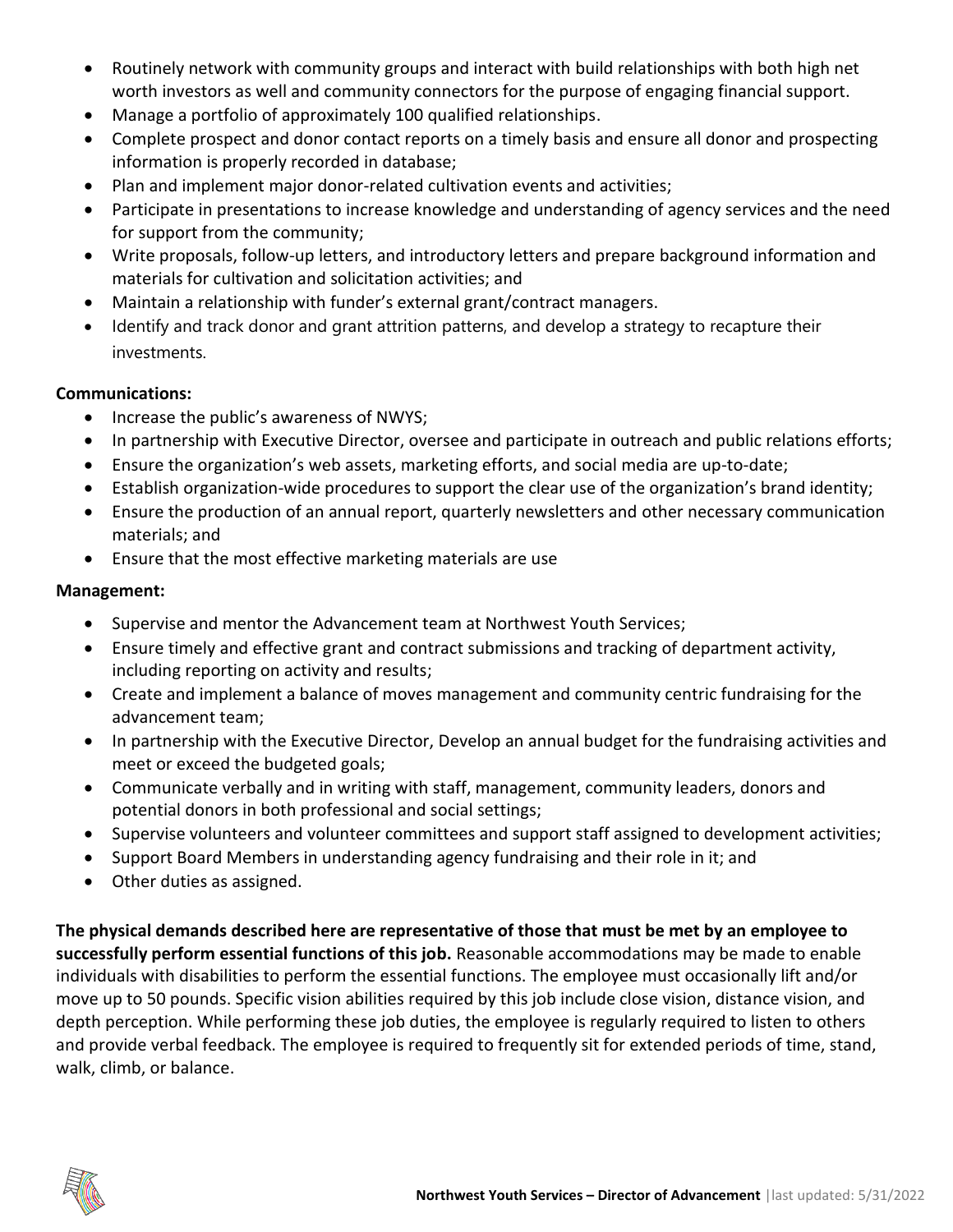- Routinely network with community groups and interact with build relationships with both high net worth investors as well and community connectors for the purpose of engaging financial support.
- Manage a portfolio of approximately 100 qualified relationships.
- Complete prospect and donor contact reports on a timely basis and ensure all donor and prospecting information is properly recorded in database;
- Plan and implement major donor-related cultivation events and activities;
- Participate in presentations to increase knowledge and understanding of agency services and the need for support from the community;
- Write proposals, follow-up letters, and introductory letters and prepare background information and materials for cultivation and solicitation activities; and
- Maintain a relationship with funder's external grant/contract managers.
- Identify and track donor and grant attrition patterns, and develop a strategy to recapture their investments.

**Communications:**

- Increase the public's awareness of NWYS;
- In partnership with Executive Director, oversee and participate in outreach and public relations efforts;
- Ensure the organization's web assets, marketing efforts, and social media are up-to-date;
- Establish organization-wide procedures to support the clear use of the organization's brand identity;
- Ensure the production of an annual report, quarterly newsletters and other necessary communication materials; and
- Ensure that the most effective marketing materials are use

**Management:**

- Supervise and mentor the Advancement team at Northwest Youth Services;
- Ensure timely and effective grant and contract submissions and tracking of department activity, including reporting on activity and results;
- Create and implement a balance of moves management and community centric fundraising for the advancement team;
- In partnership with the Executive Director, Develop an annual budget for the fundraising activities and meet or exceed the budgeted goals;
- Communicate verbally and in writing with staff, management, community leaders, donors and potential donors in both professional and social settings;
- Supervise volunteers and volunteer committees and support staff assigned to development activities;
- Support Board Members in understanding agency fundraising and their role in it; and
- Other duties as assigned.

**The physical demands described here are representative of those that must be met by an employee to successfully perform essential functions of this job.** Reasonable accommodations may be made to enable individuals with disabilities to perform the essential functions. The employee must occasionally lift and/or move up to 50 pounds. Specific vision abilities required by this job include close vision, distance vision, and depth perception. While performing these job duties, the employee is regularly required to listen to others and provide verbal feedback. The employee is required to frequently sit for extended periods of time, stand, walk, climb, or balance.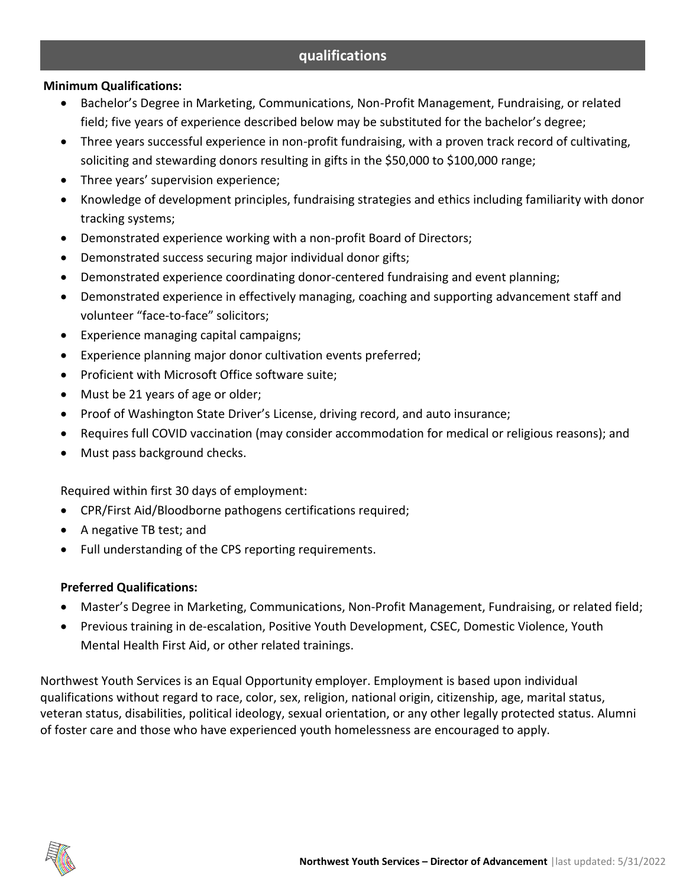## qualifications

**Minimum Qualifications:**

- Bachelor's Degree in Marketing, Communications, Non-Profit Management, Fundraising, or related field; five years of experience described below may be substituted for the bachelor's degree;
- Three years successful experience in non-profit fundraising, with a proven track record of cultivating, soliciting and stewarding donors resulting in gifts in the $50,000 to $100,000 range;
- Three years' supervision experience;
- Knowledge of development principles, fundraising strategies and ethics including familiarity with donor tracking systems;
- Demonstrated experience working with a non-profit Board of Directors;
- Demonstrated success securing major individual donor gifts;
- Demonstrated experience coordinating donor-centered fundraising and event planning;
- Demonstrated experience in effectively managing, coaching and supporting advancement staff and volunteer "face-to-face" solicitors;
- Experience managing capital campaigns;
- Experience planning major donor cultivation events preferred;
- Proficient with Microsoft Office software suite;
- Must be 21 years of age or older;
- Proof of Washington State Driver's License, driving record, and auto insurance;
- Requires full COVID vaccination (may consider accommodation for medical or religious reasons); and
- Must pass background checks.

Required within first 30 days of employment:

- CPR/First Aid/Bloodborne pathogens certifications required;
- A negative TB test; and
- Full understanding of the CPS reporting requirements.

**Preferred Qualifications:**

- Master's Degree in Marketing, Communications, Non-Profit Management, Fundraising, or related field;
- Previous training in de-escalation, Positive Youth Development, CSEC, Domestic Violence, Youth Mental Health First Aid, or other related trainings.

Northwest Youth Services is an Equal Opportunity employer. Employment is based upon individual qualifications without regard to race, color, sex, religion, national origin, citizenship, age, marital status, veteran status, disabilities, political ideology, sexual orientation, or any other legally protected status. Alumni of foster care and those who have experienced youth homelessness are encouraged to apply.